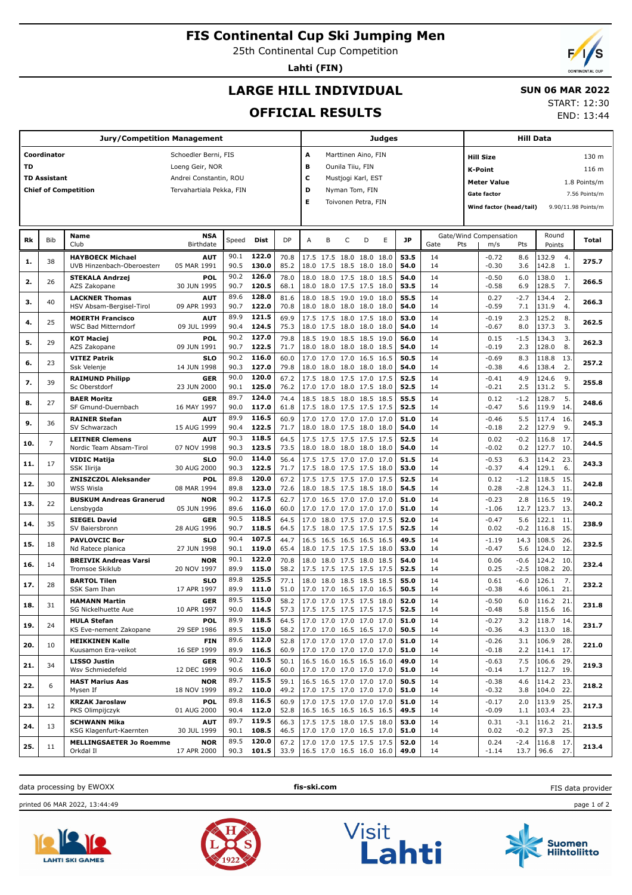# FIS Continental Cup Ski Jumping Men

25th Continental Cup Competition

**Lahti (FIN)**

## LARGE HILL INDIVIDUAL

## OFFICIAL RESULTS

**SUN 06 MAR 2022**

START: 12:30

END: 13:44

| Jury/Competition Management | |
|---|---|
| Coordinator | Schoedler Berni, FIS |
| TD | Loeng Geir, NOR |
| TD Assistant | Andrei Constantin, ROU |
| Chief of Competition | Tervahartiala Pekka, FIN |

| Judges | |
|---|---|
| A | Marttinen Aino, FIN |
| B | Ounila Tiiu, FIN |
| C | Mustjogi Karl, EST |
| D | Nyman Tom, FIN |
| E | Toivonen Petra, FIN |

| Hill Data | |
|---|---|
| Hill Size | 130 m |
| K-Point | 116 m |
| Meter Value | 1.8 Points/m |
| Gate factor | 7.56 Points/m |
| Wind factor (head/tail) | 9.90/11.98 Points/m |

| Rk | Bib | Name / Club | NSA / Birthdate | Speed | Dist | DP | A | B | C | D | E | JP | Gate | Gate Pts | Wind m/s | Wind Pts | Round Points | Total |
|---|---|---|---|---|---|---|---|---|---|---|---|---|---|---|---|---|---|---|
| 1. | 38 | **HAYBOECK Michael** | **AUT** | 90.1 | **122.0** | 70.8 | 17.5 | 17.5 | 18.0 | 18.0 | 18.0 | **53.5** | 14 | | -0.72 | 8.6 | 132.9 4. | **275.7** |
| | | UVB Hinzenbach-Oberoesterr | 05 MAR 1991 | 90.5 | **130.0** | 85.2 | 18.0 | 17.5 | 18.5 | 18.0 | 18.0 | **54.0** | 14 | | -0.30 | 3.6 | 142.8 1. | |
| 2. | 26 | **STEKALA Andrzej** | **POL** | 90.2 | **126.0** | 78.0 | 18.0 | 18.0 | 17.5 | 18.0 | 18.5 | **54.0** | 14 | | -0.50 | 6.0 | 138.0 1. | **266.5** |
| | | AZS Zakopane | 30 JUN 1995 | 90.7 | **120.5** | 68.1 | 18.0 | 18.0 | 17.5 | 17.5 | 18.0 | **53.5** | 14 | | -0.58 | 6.9 | 128.5 7. | |
| 3. | 40 | **LACKNER Thomas** | **AUT** | 89.6 | **128.0** | 81.6 | 18.0 | 18.5 | 19.0 | 19.0 | 18.0 | **55.5** | 14 | | 0.27 | -2.7 | 134.4 2. | **266.3** |
| | | HSV Absam-Bergisel-Tirol | 09 APR 1993 | 90.7 | **122.0** | 70.8 | 18.0 | 18.0 | 18.0 | 18.0 | 18.0 | **54.0** | 14 | | -0.59 | 7.1 | 131.9 4. | |
| 4. | 25 | **MOERTH Francisco** | **AUT** | 89.9 | **121.5** | 69.9 | 17.5 | 17.5 | 18.0 | 17.5 | 18.0 | **53.0** | 14 | | -0.19 | 2.3 | 125.2 8. | **262.5** |
| | | WSC Bad Mitterndorf | 09 JUL 1999 | 90.4 | **124.5** | 75.3 | 18.0 | 17.5 | 18.0 | 18.0 | 18.0 | **54.0** | 14 | | -0.67 | 8.0 | 137.3 3. | |
| 5. | 29 | **KOT Maciej** | **POL** | 90.2 | **127.0** | 79.8 | 18.5 | 19.0 | 18.5 | 18.5 | 19.0 | **56.0** | 14 | | 0.15 | -1.5 | 134.3 3. | **262.3** |
| | | AZS Zakopane | 09 JUN 1991 | 90.7 | **122.5** | 71.7 | 18.0 | 18.0 | 18.0 | 18.0 | 18.5 | **54.0** | 14 | | -0.19 | 2.3 | 128.0 8. | |
| 6. | 23 | **VITEZ Patrik** | **SLO** | 90.2 | **116.0** | 60.0 | 17.0 | 17.0 | 17.0 | 16.5 | 16.5 | **50.5** | 14 | | -0.69 | 8.3 | 118.8 13. | **257.2** |
| | | Ssk Velenje | 14 JUN 1998 | 90.3 | **127.0** | 79.8 | 18.0 | 18.0 | 18.0 | 18.0 | 18.0 | **54.0** | 14 | | -0.38 | 4.6 | 138.4 2. | |
| 7. | 39 | **RAIMUND Philipp** | **GER** | 90.0 | **120.0** | 67.2 | 17.5 | 18.0 | 17.5 | 17.0 | 17.5 | **52.5** | 14 | | -0.41 | 4.9 | 124.6 9. | **255.8** |
| | | Sc Oberstdorf | 23 JUN 2000 | 90.1 | **125.0** | 76.2 | 17.0 | 17.0 | 18.0 | 17.5 | 18.0 | **52.5** | 14 | | -0.21 | 2.5 | 131.2 5. | |
| 8. | 27 | **BAER Moritz** | **GER** | 89.7 | **124.0** | 74.4 | 18.5 | 18.5 | 18.0 | 18.5 | 18.5 | **55.5** | 14 | | 0.12 | -1.2 | 128.7 5. | **248.6** |
| | | SF Gmund-Duernbach | 16 MAY 1997 | 90.0 | **117.0** | 61.8 | 17.5 | 18.0 | 17.5 | 17.5 | 17.5 | **52.5** | 14 | | -0.47 | 5.6 | 119.9 14. | |
| 9. | 36 | **RAINER Stefan** | **AUT** | 89.9 | **116.5** | 60.9 | 17.0 | 17.0 | 17.0 | 17.0 | 17.0 | **51.0** | 14 | | -0.46 | 5.5 | 117.4 16. | **245.3** |
| | | SV Schwarzach | 15 AUG 1999 | 90.4 | **122.5** | 71.7 | 18.0 | 18.0 | 17.5 | 18.0 | 18.0 | **54.0** | 14 | | -0.18 | 2.2 | 127.9 9. | |
| 10. | 7 | **LEITNER Clemens** | **AUT** | 90.3 | **118.5** | 64.5 | 17.5 | 17.5 | 17.5 | 17.5 | 17.5 | **52.5** | 14 | | 0.02 | -0.2 | 116.8 17. | **244.5** |
| | | Nordic Team Absam-Tirol | 07 NOV 1998 | 90.3 | **123.5** | 73.5 | 18.0 | 18.0 | 18.0 | 18.0 | 18.0 | **54.0** | 14 | | -0.02 | 0.2 | 127.7 10. | |
| 11. | 17 | **VIDIC Matija** | **SLO** | 90.0 | **114.0** | 56.4 | 17.5 | 17.5 | 17.0 | 17.0 | 17.0 | **51.5** | 14 | | -0.53 | 6.3 | 114.2 23. | **243.3** |
| | | SSK Ilirija | 30 AUG 2000 | 90.3 | **122.5** | 71.7 | 17.5 | 18.0 | 17.5 | 17.5 | 18.0 | **53.0** | 14 | | -0.37 | 4.4 | 129.1 6. | |
| 12. | 30 | **ZNISZCZOL Aleksander** | **POL** | 89.8 | **120.0** | 67.2 | 17.5 | 17.5 | 17.5 | 17.0 | 17.5 | **52.5** | 14 | | 0.12 | -1.2 | 118.5 15. | **242.8** |
| | | WSS Wisla | 08 MAR 1994 | 89.8 | **123.0** | 72.6 | 18.0 | 18.5 | 17.5 | 18.5 | 18.0 | **54.5** | 14 | | 0.28 | -2.8 | 124.3 11. | |
| 13. | 22 | **BUSKUM Andreas Granerud** | **NOR** | 90.2 | **117.5** | 62.7 | 17.0 | 16.5 | 17.0 | 17.0 | 17.0 | **51.0** | 14 | | -0.23 | 2.8 | 116.5 19. | **240.2** |
| | | Lensbygda | 05 JUN 1996 | 89.6 | **116.0** | 60.0 | 17.0 | 17.0 | 17.0 | 17.0 | 17.0 | **51.0** | 14 | | -1.06 | 12.7 | 123.7 13. | |
| 14. | 35 | **SIEGEL David** | **GER** | 90.5 | **118.5** | 64.5 | 17.0 | 18.0 | 17.5 | 17.0 | 17.5 | **52.0** | 14 | | -0.47 | 5.6 | 122.1 11. | **238.9** |
| | | SV Baiersbronn | 28 AUG 1996 | 90.7 | **118.5** | 64.5 | 17.5 | 18.0 | 17.5 | 17.5 | 17.5 | **52.5** | 14 | | 0.02 | -0.2 | 116.8 15. | |
| 15. | 18 | **PAVLOVCIC Bor** | **SLO** | 90.4 | **107.5** | 44.7 | 16.5 | 16.5 | 16.5 | 16.5 | 16.5 | **49.5** | 14 | | -1.19 | 14.3 | 108.5 26. | **232.5** |
| | | Nd Ratece planica | 27 JUN 1998 | 90.1 | **119.0** | 65.4 | 18.0 | 17.5 | 17.5 | 17.5 | 18.0 | **53.0** | 14 | | -0.47 | 5.6 | 124.0 12. | |
| 16. | 14 | **BREIVIK Andreas Varsi** | **NOR** | 90.1 | **122.0** | 70.8 | 18.0 | 18.0 | 17.5 | 18.0 | 18.5 | **54.0** | 14 | | 0.06 | -0.6 | 124.2 10. | **232.4** |
| | | Tromsoe Skiklub | 20 NOV 1997 | 89.9 | **115.0** | 58.2 | 17.5 | 17.5 | 17.5 | 17.5 | 17.5 | **52.5** | 14 | | 0.25 | -2.5 | 108.2 20. | |
| 17. | 28 | **BARTOL Tilen** | **SLO** | 89.8 | **125.5** | 77.1 | 18.0 | 18.0 | 18.5 | 18.5 | 18.5 | **55.0** | 14 | | 0.61 | -6.0 | 126.1 7. | **232.2** |
| | | SSK Sam Ihan | 17 APR 1997 | 89.9 | **111.0** | 51.0 | 17.0 | 17.0 | 16.5 | 17.0 | 16.5 | **50.5** | 14 | | -0.38 | 4.6 | 106.1 21. | |
| 18. | 31 | **HAMANN Martin** | **GER** | 89.5 | **115.0** | 58.2 | 17.0 | 17.0 | 17.5 | 17.5 | 18.0 | **52.0** | 14 | | -0.50 | 6.0 | 116.2 21. | **231.8** |
| | | SG Nickelhuette Aue | 10 APR 1997 | 90.0 | **114.5** | 57.3 | 17.5 | 17.5 | 17.5 | 17.5 | 17.5 | **52.5** | 14 | | -0.48 | 5.8 | 115.6 16. | |
| 19. | 24 | **HULA Stefan** | **POL** | 89.9 | **118.5** | 64.5 | 17.0 | 17.0 | 17.0 | 17.0 | 17.0 | **51.0** | 14 | | -0.27 | 3.2 | 118.7 14. | **231.7** |
| | | KS Eve-nement Zakopane | 29 SEP 1986 | 89.5 | **115.0** | 58.2 | 17.0 | 17.0 | 16.5 | 16.5 | 17.0 | **50.5** | 14 | | -0.36 | 4.3 | 113.0 18. | |
| 20. | 10 | **HEIKKINEN Kalle** | **FIN** | 89.6 | **112.0** | 52.8 | 17.0 | 17.0 | 17.0 | 17.0 | 17.0 | **51.0** | 14 | | -0.26 | 3.1 | 106.9 28. | **221.0** |
| | | Kuusamon Era-veikot | 16 SEP 1999 | 89.9 | **116.5** | 60.9 | 17.0 | 17.0 | 17.0 | 17.0 | 17.0 | **51.0** | 14 | | -0.18 | 2.2 | 114.1 17. | |
| 21. | 34 | **LISSO Justin** | **GER** | 90.2 | **110.5** | 50.1 | 16.5 | 16.0 | 16.5 | 16.5 | 16.0 | **49.0** | 14 | | -0.63 | 7.5 | 106.6 29. | **219.3** |
| | | Wsv Schmiedefeld | 12 DEC 1999 | 90.6 | **116.0** | 60.0 | 17.0 | 17.0 | 17.0 | 17.0 | 17.0 | **51.0** | 14 | | -0.14 | 1.7 | 112.7 19. | |
| 22. | 6 | **HAST Marius Aas** | **NOR** | 89.7 | **115.5** | 59.1 | 16.5 | 16.5 | 17.0 | 17.0 | 17.0 | **50.5** | 14 | | -0.38 | 4.6 | 114.2 23. | **218.2** |
| | | Mysen If | 18 NOV 1999 | 89.2 | **110.0** | 49.2 | 17.0 | 17.5 | 17.0 | 17.0 | 17.0 | **51.0** | 14 | | -0.32 | 3.8 | 104.0 22. | |
| 23. | 12 | **KRZAK Jaroslaw** | **POL** | 89.8 | **116.5** | 60.9 | 17.0 | 17.5 | 17.0 | 17.0 | 17.0 | **51.0** | 14 | | -0.17 | 2.0 | 113.9 25. | **217.3** |
| | | PKS Olimpijczyk | 01 AUG 2000 | 90.4 | **112.0** | 52.8 | 16.5 | 16.5 | 16.5 | 16.5 | 16.5 | **49.5** | 14 | | -0.09 | 1.1 | 103.4 23. | |
| 24. | 13 | **SCHWANN Mika** | **AUT** | 89.7 | **119.5** | 66.3 | 17.5 | 17.5 | 18.0 | 17.5 | 18.0 | **53.0** | 14 | | 0.31 | -3.1 | 116.2 21. | **213.5** |
| | | KSG Klagenfurt-Kaernten | 30 JUL 1999 | 90.1 | **108.5** | 46.5 | 17.0 | 17.0 | 17.0 | 16.5 | 17.0 | **51.0** | 14 | | 0.02 | -0.2 | 97.3 25. | |
| 25. | 11 | **MELLINGSAETER Jo Roemme** | **NOR** | 89.5 | **120.0** | 67.2 | 17.0 | 17.0 | 17.5 | 17.5 | 17.5 | **52.0** | 14 | | 0.24 | -2.4 | 116.8 17. | **213.4** |
| | | Orkdal Il | 17 APR 2000 | 90.3 | **101.5** | 33.9 | 16.5 | 17.0 | 16.5 | 16.0 | 16.0 | **49.0** | 14 | | -1.14 | 13.7 | 96.6 27. | |

data processing by EWOXX | fis-ski.com | FIS data provider

printed 06 MAR 2022, 13:44:49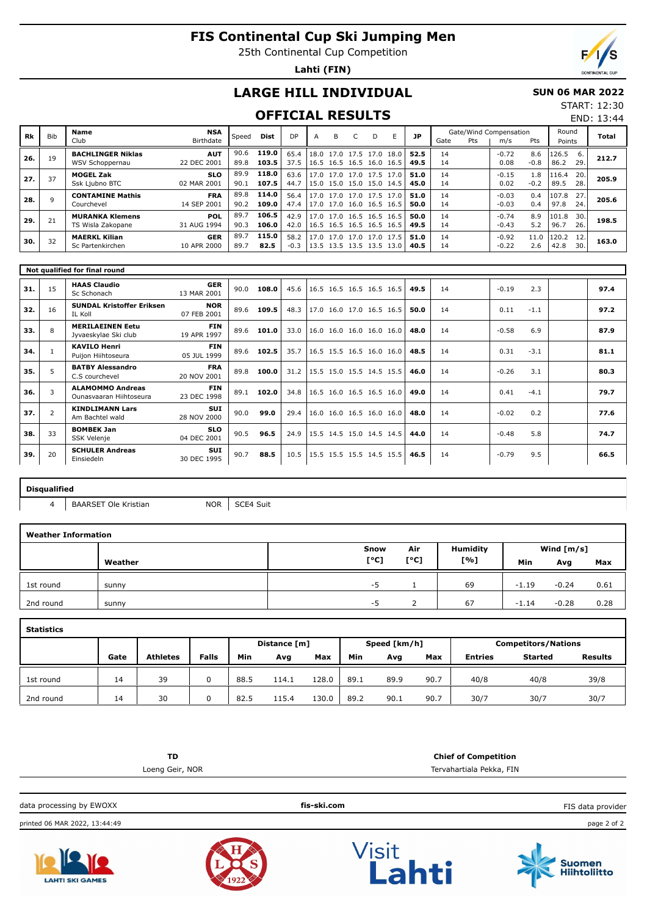# FIS Continental Cup Ski Jumping Men

25th Continental Cup Competition

**Lahti (FIN)**

## LARGE HILL INDIVIDUAL

**SUN 06 MAR 2022**

START: 12:30

END: 13:44

## OFFICIAL RESULTS

| Rk | Bib | Name / Club | NSA / Birthdate | Speed | Dist | DP | A | B | C | D | E | JP | Gate | Gate Pts | Wind m/s | Wind Pts | Round Points | Round Rank | Total |
|---|---|---|---|---|---|---|---|---|---|---|---|---|---|---|---|---|---|---|---|
| 26. | 19 | **BACHLINGER Niklas** / WSV Schoppernau | **AUT** / 22 DEC 2001 | 90.6 / 89.8 | **119.0** / **103.5** | 65.4 / 37.5 | 18.0 / 16.5 | 17.0 / 16.5 | 17.5 / 16.5 | 17.0 / 16.0 | 18.0 / 16.5 | **52.5** / **49.5** | 14 / 14 | | -0.72 / 0.08 | 8.6 / -0.8 | 126.5 / 86.2 | 6. / 29. | **212.7** |
| 27. | 37 | **MOGEL Zak** / Ssk Ljubno BTC | **SLO** / 02 MAR 2001 | 89.9 / 90.1 | **118.0** / **107.5** | 63.6 / 44.7 | 17.0 / 15.0 | 17.0 / 15.0 | 17.0 / 15.0 | 17.5 / 15.0 | 17.0 / 14.5 | **51.0** / **45.0** | 14 / 14 | | -0.15 / 0.02 | 1.8 / -0.2 | 116.4 / 89.5 | 20. / 28. | **205.9** |
| 28. | 9 | **CONTAMINE Mathis** / Courchevel | **FRA** / 14 SEP 2001 | 89.8 / 90.2 | **114.0** / **109.0** | 56.4 / 47.4 | 17.0 / 17.0 | 17.0 / 17.0 | 17.0 / 16.0 | 17.5 / 16.5 | 17.0 / 16.5 | **51.0** / **50.0** | 14 / 14 | | -0.03 / -0.03 | 0.4 / 0.4 | 107.8 / 97.8 | 27. / 24. | **205.6** |
| 29. | 21 | **MURANKA Klemens** / TS Wisla Zakopane | **POL** / 31 AUG 1994 | 89.7 / 90.3 | **106.5** / **106.0** | 42.9 / 42.0 | 17.0 / 16.5 | 17.0 / 16.5 | 16.5 / 16.5 | 16.5 / 16.5 | 16.5 / 16.5 | **50.0** / **49.5** | 14 / 14 | | -0.74 / -0.43 | 8.9 / 5.2 | 101.8 / 96.7 | 30. / 26. | **198.5** |
| 30. | 32 | **MAERKL Kilian** / Sc Partenkirchen | **GER** / 10 APR 2000 | 89.7 / 89.7 | **115.0** / **82.5** | 58.2 / -0.3 | 17.0 / 13.5 | 17.0 / 13.5 | 17.0 / 13.5 | 17.0 / 13.5 | 17.5 / 13.0 | **51.0** / **40.5** | 14 / 14 | | -0.92 / -0.22 | 11.0 / 2.6 | 120.2 / 42.8 | 12. / 30. | **163.0** |

**Not qualified for final round**

| Rk | Bib | Name / Club | NSA / Birthdate | Speed | Dist | DP | A | B | C | D | E | JP | Gate | Gate Pts | Wind m/s | Wind Pts | Round Points | Total |
|---|---|---|---|---|---|---|---|---|---|---|---|---|---|---|---|---|---|---|
| 31. | 15 | **HAAS Claudio** / Sc Schonach | **GER** / 13 MAR 2001 | 90.0 | **108.0** | 45.6 | 16.5 | 16.5 | 16.5 | 16.5 | 16.5 | **49.5** | 14 | | -0.19 | 2.3 | | **97.4** |
| 32. | 16 | **SUNDAL Kristoffer Eriksen** / IL Koll | **NOR** / 07 FEB 2001 | 89.6 | **109.5** | 48.3 | 17.0 | 16.0 | 17.0 | 16.5 | 16.5 | **50.0** | 14 | | 0.11 | -1.1 | | **97.2** |
| 33. | 8 | **MERILAEINEN Eetu** / Jyvaeskylae Ski club | **FIN** / 19 APR 1997 | 89.6 | **101.0** | 33.0 | 16.0 | 16.0 | 16.0 | 16.0 | 16.0 | **48.0** | 14 | | -0.58 | 6.9 | | **87.9** |
| 34. | 1 | **KAVILO Henri** / Puijon Hiihtoseura | **FIN** / 05 JUL 1999 | 89.6 | **102.5** | 35.7 | 16.5 | 15.5 | 16.5 | 16.0 | 16.0 | **48.5** | 14 | | 0.31 | -3.1 | | **81.1** |
| 35. | 5 | **BATBY Alessandro** / C.S courchevel | **FRA** / 20 NOV 2001 | 89.8 | **100.0** | 31.2 | 15.5 | 15.0 | 15.5 | 14.5 | 15.5 | **46.0** | 14 | | -0.26 | 3.1 | | **80.3** |
| 36. | 3 | **ALAMOMMO Andreas** / Ounasvaaran Hiihtoseura | **FIN** / 23 DEC 1998 | 89.1 | **102.0** | 34.8 | 16.5 | 16.0 | 16.5 | 16.5 | 16.0 | **49.0** | 14 | | 0.41 | -4.1 | | **79.7** |
| 37. | 2 | **KINDLIMANN Lars** / Am Bachtel wald | **SUI** / 28 NOV 2000 | 90.0 | **99.0** | 29.4 | 16.0 | 16.0 | 16.5 | 16.0 | 16.0 | **48.0** | 14 | | -0.02 | 0.2 | | **77.6** |
| 38. | 33 | **BOMBEK Jan** / SSK Velenje | **SLO** / 04 DEC 2001 | 90.5 | **96.5** | 24.9 | 15.5 | 14.5 | 15.0 | 14.5 | 14.5 | **44.0** | 14 | | -0.48 | 5.8 | | **74.7** |
| 39. | 20 | **SCHULER Andreas** / Einsiedeln | **SUI** / 30 DEC 1995 | 90.7 | **88.5** | 10.5 | 15.5 | 15.5 | 15.5 | 14.5 | 15.5 | **46.5** | 14 | | -0.79 | 9.5 | | **66.5** |

**Disqualified**

| Bib | Name | NSA | Reason |
|---|---|---|---|
| 4 | BAARSET Ole Kristian | NOR | SCE4 Suit |

**Weather Information**

| | Weather | Snow [°C] | Air [°C] | Humidity [%] | Wind [m/s] Min | Avg | Max |
|---|---|---|---|---|---|---|---|
| 1st round | sunny | -5 | 1 | 69 | -1.19 | -0.24 | 0.61 |
| 2nd round | sunny | -5 | 2 | 67 | -1.14 | -0.28 | 0.28 |

**Statistics**

| | Gate | Athletes | Falls | Distance [m] Min | Avg | Max | Speed [km/h] Min | Avg | Max | Competitors/Nations Entries | Started | Results |
|---|---|---|---|---|---|---|---|---|---|---|---|---|
| 1st round | 14 | 39 | 0 | 88.5 | 114.1 | 128.0 | 89.1 | 89.9 | 90.7 | 40/8 | 40/8 | 39/8 |
| 2nd round | 14 | 30 | 0 | 82.5 | 115.4 | 130.0 | 89.2 | 90.1 | 90.7 | 30/7 | 30/7 | 30/7 |

**TD**
Loeng Geir, NOR

**Chief of Competition**
Tervahartiala Pekka, FIN

data processing by EWOXX — **fis-ski.com** — FIS data provider

printed 06 MAR 2022, 13:44:49